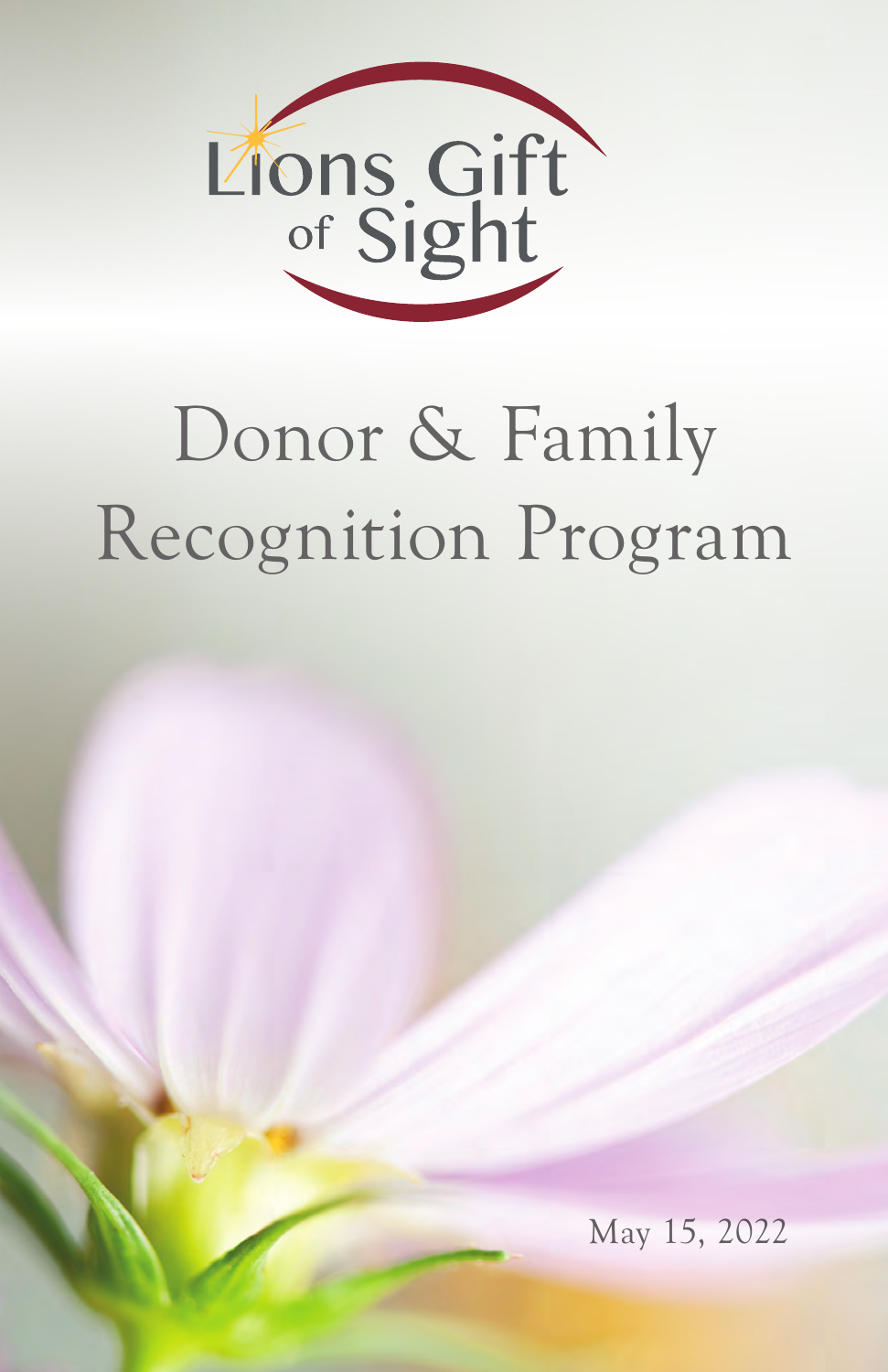Lions Gift of Sight

# Donor & Family Recognition Program

May 15, 2022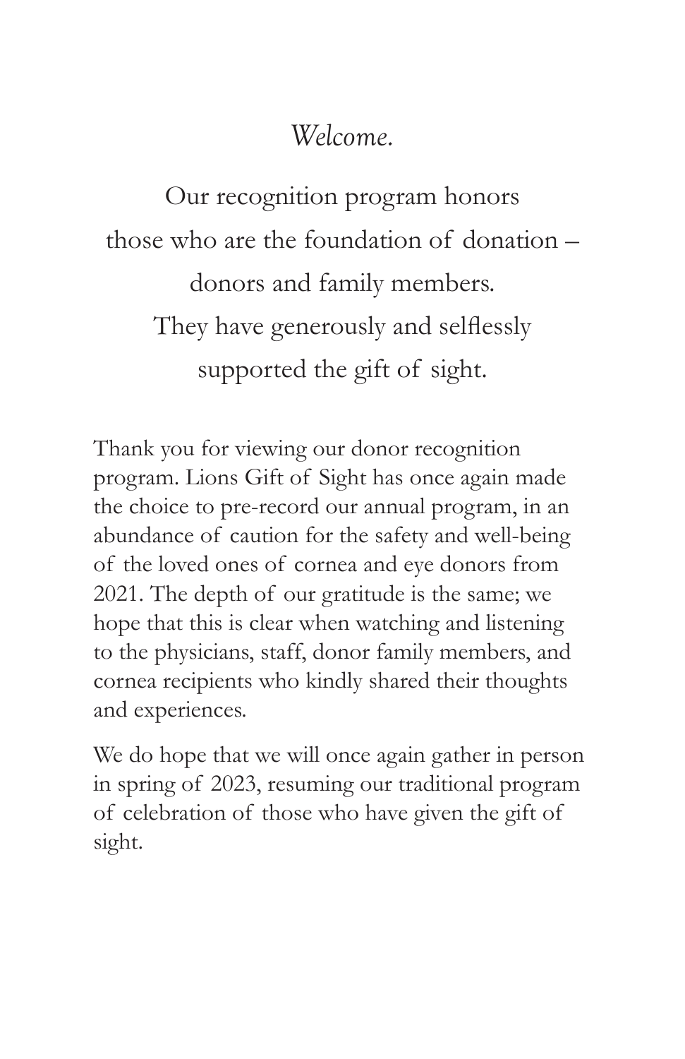*Welcome.*

Our recognition program honors
those who are the foundation of donation –
donors and family members.
They have generously and selflessly
supported the gift of sight.

Thank you for viewing our donor recognition program. Lions Gift of Sight has once again made the choice to pre-record our annual program, in an abundance of caution for the safety and well-being of the loved ones of cornea and eye donors from 2021. The depth of our gratitude is the same; we hope that this is clear when watching and listening to the physicians, staff, donor family members, and cornea recipients who kindly shared their thoughts and experiences.

We do hope that we will once again gather in person in spring of 2023, resuming our traditional program of celebration of those who have given the gift of sight.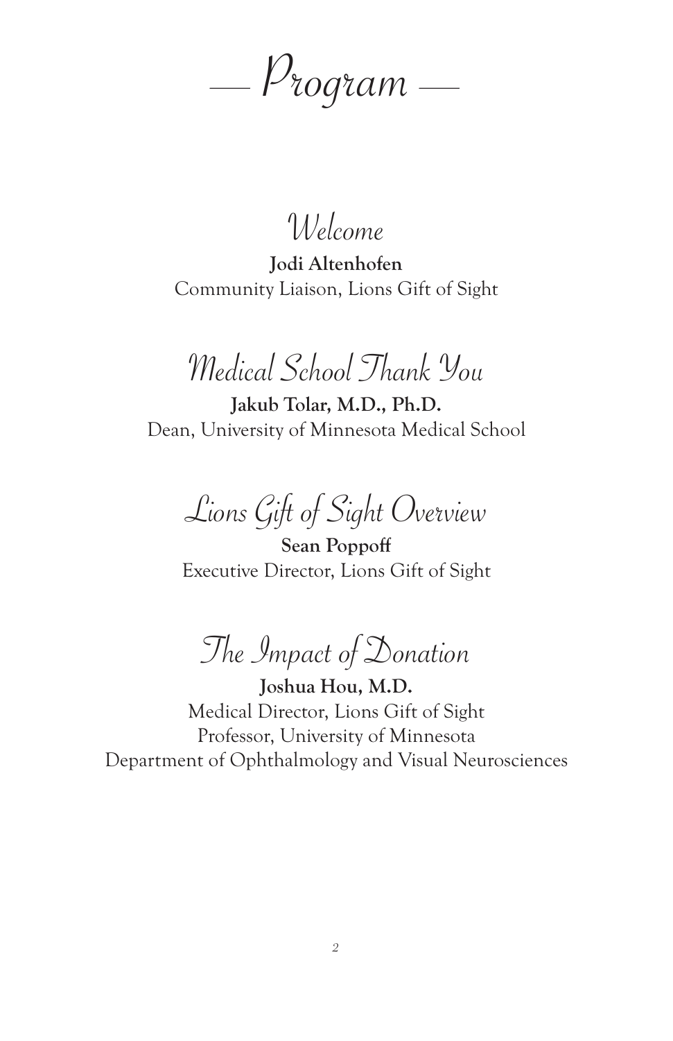# — Program —

## Welcome

**Jodi Altenhofen**
Community Liaison, Lions Gift of Sight

## Medical School Thank You

**Jakub Tolar, M.D., Ph.D.**
Dean, University of Minnesota Medical School

## Lions Gift of Sight Overview

**Sean Poppoff**
Executive Director, Lions Gift of Sight

## The Impact of Donation

**Joshua Hou, M.D.**
Medical Director, Lions Gift of Sight
Professor, University of Minnesota
Department of Ophthalmology and Visual Neurosciences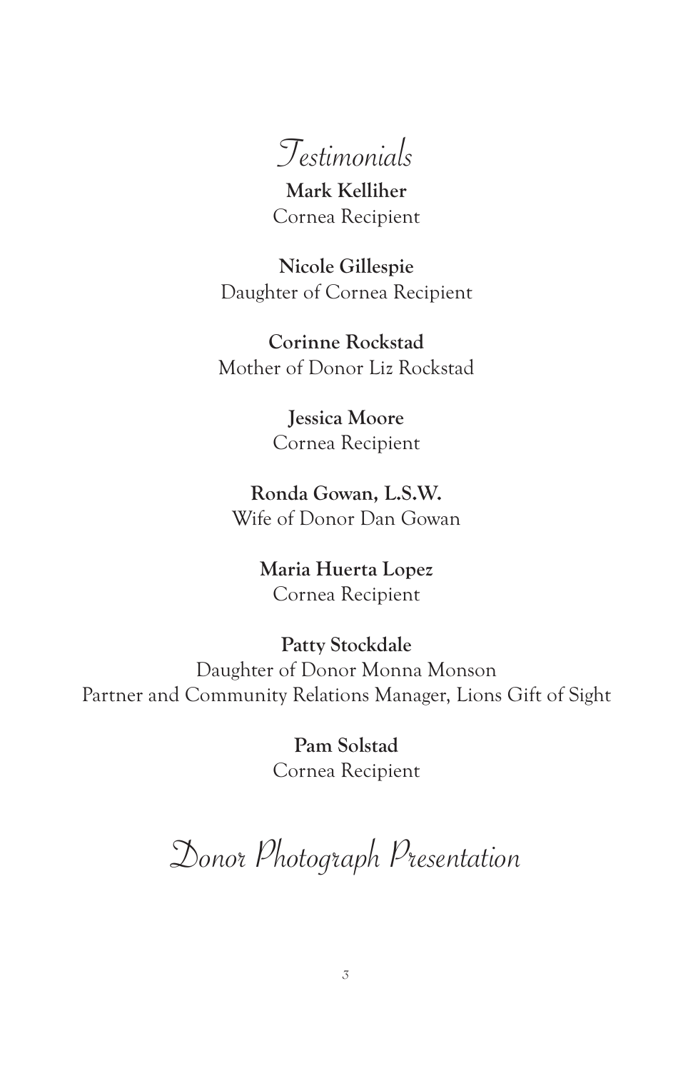## Testimonials

**Mark Kelliher**
Cornea Recipient

**Nicole Gillespie**
Daughter of Cornea Recipient

**Corinne Rockstad**
Mother of Donor Liz Rockstad

**Jessica Moore**
Cornea Recipient

**Ronda Gowan, L.S.W.**
Wife of Donor Dan Gowan

**Maria Huerta Lopez**
Cornea Recipient

**Patty Stockdale**
Daughter of Donor Monna Monson
Partner and Community Relations Manager, Lions Gift of Sight

**Pam Solstad**
Cornea Recipient

## Donor Photograph Presentation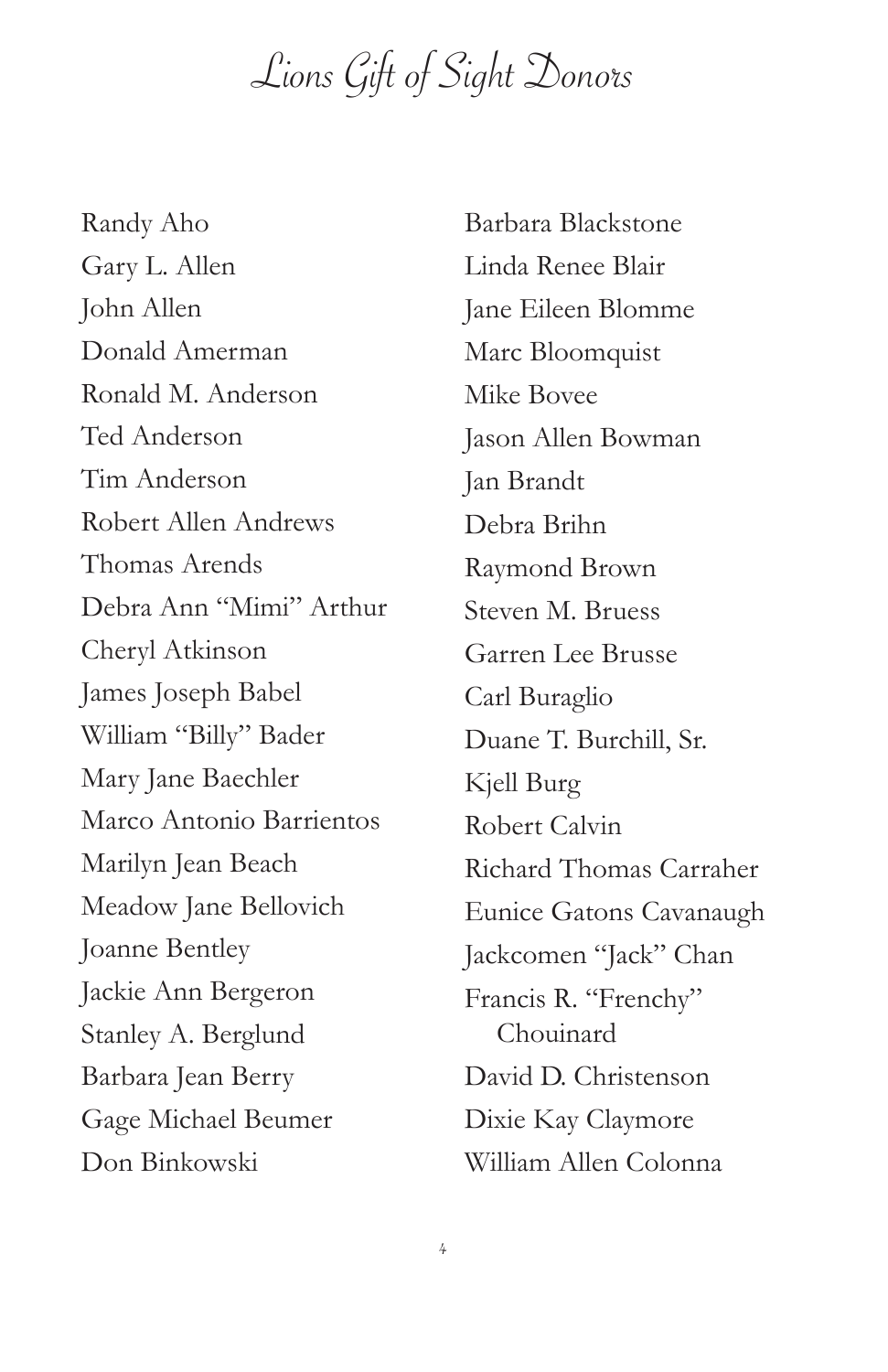# Lions Gift of Sight Donors

Randy Aho
Gary L. Allen
John Allen
Donald Amerman
Ronald M. Anderson
Ted Anderson
Tim Anderson
Robert Allen Andrews
Thomas Arends
Debra Ann "Mimi" Arthur
Cheryl Atkinson
James Joseph Babel
William "Billy" Bader
Mary Jane Baechler
Marco Antonio Barrientos
Marilyn Jean Beach
Meadow Jane Bellovich
Joanne Bentley
Jackie Ann Bergeron
Stanley A. Berglund
Barbara Jean Berry
Gage Michael Beumer
Don Binkowski
Barbara Blackstone
Linda Renee Blair
Jane Eileen Blomme
Marc Bloomquist
Mike Bovee
Jason Allen Bowman
Jan Brandt
Debra Brihn
Raymond Brown
Steven M. Bruess
Garren Lee Brusse
Carl Buraglio
Duane T. Burchill, Sr.
Kjell Burg
Robert Calvin
Richard Thomas Carraher
Eunice Gatons Cavanaugh
Jackcomen "Jack" Chan
Francis R. "Frenchy" Chouinard
David D. Christenson
Dixie Kay Claymore
William Allen Colonna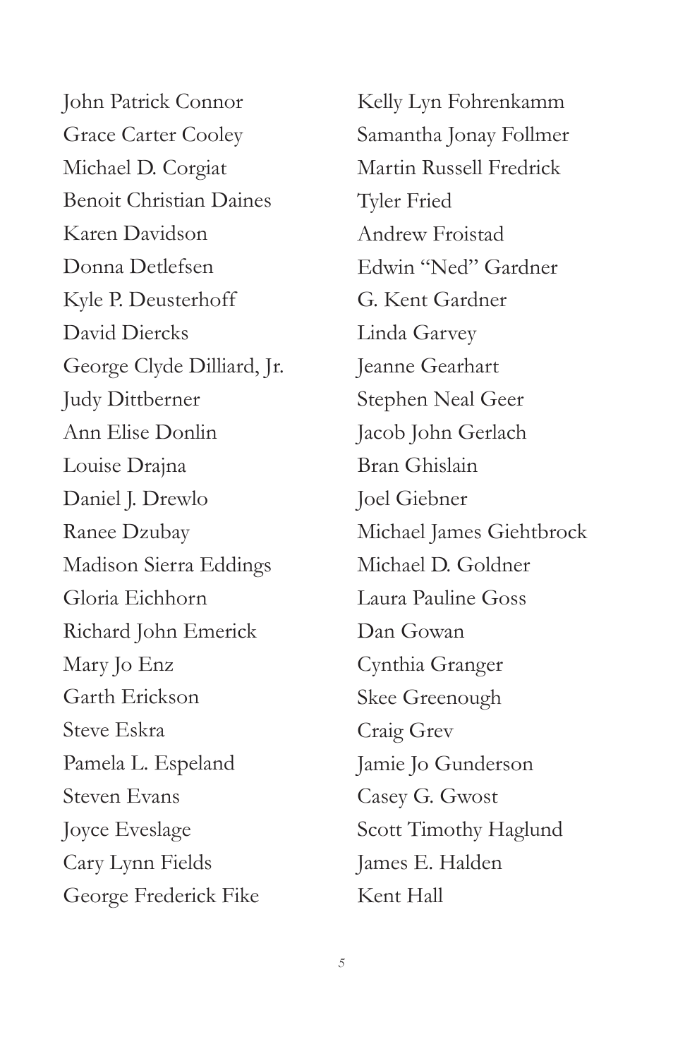John Patrick Connor
Grace Carter Cooley
Michael D. Corgiat
Benoit Christian Daines
Karen Davidson
Donna Detlefsen
Kyle P. Deusterhoff
David Diercks
George Clyde Dilliard, Jr.
Judy Dittberner
Ann Elise Donlin
Louise Drajna
Daniel J. Drewlo
Ranee Dzubay
Madison Sierra Eddings
Gloria Eichhorn
Richard John Emerick
Mary Jo Enz
Garth Erickson
Steve Eskra
Pamela L. Espeland
Steven Evans
Joyce Eveslage
Cary Lynn Fields
George Frederick Fike
Kelly Lyn Fohrenkamm
Samantha Jonay Follmer
Martin Russell Fredrick
Tyler Fried
Andrew Froistad
Edwin "Ned" Gardner
G. Kent Gardner
Linda Garvey
Jeanne Gearhart
Stephen Neal Geer
Jacob John Gerlach
Bran Ghislain
Joel Giebner
Michael James Giehtbrock
Michael D. Goldner
Laura Pauline Goss
Dan Gowan
Cynthia Granger
Skee Greenough
Craig Grev
Jamie Jo Gunderson
Casey G. Gwost
Scott Timothy Haglund
James E. Halden
Kent Hall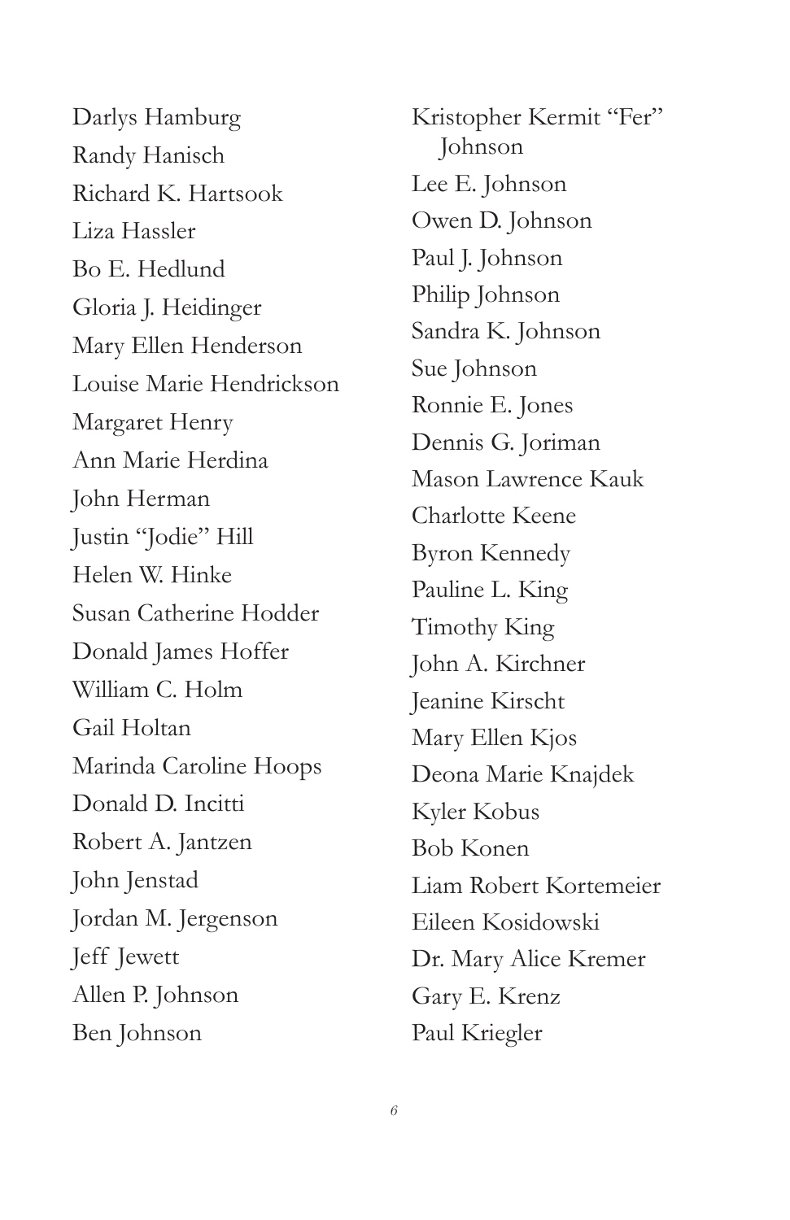Darlys Hamburg
Randy Hanisch
Richard K. Hartsook
Liza Hassler
Bo E. Hedlund
Gloria J. Heidinger
Mary Ellen Henderson
Louise Marie Hendrickson
Margaret Henry
Ann Marie Herdina
John Herman
Justin "Jodie" Hill
Helen W. Hinke
Susan Catherine Hodder
Donald James Hoffer
William C. Holm
Gail Holtan
Marinda Caroline Hoops
Donald D. Incitti
Robert A. Jantzen
John Jenstad
Jordan M. Jergenson
Jeff Jewett
Allen P. Johnson
Ben Johnson
Kristopher Kermit "Fer" Johnson
Lee E. Johnson
Owen D. Johnson
Paul J. Johnson
Philip Johnson
Sandra K. Johnson
Sue Johnson
Ronnie E. Jones
Dennis G. Joriman
Mason Lawrence Kauk
Charlotte Keene
Byron Kennedy
Pauline L. King
Timothy King
John A. Kirchner
Jeanine Kirscht
Mary Ellen Kjos
Deona Marie Knajdek
Kyler Kobus
Bob Konen
Liam Robert Kortemeier
Eileen Kosidowski
Dr. Mary Alice Kremer
Gary E. Krenz
Paul Kriegler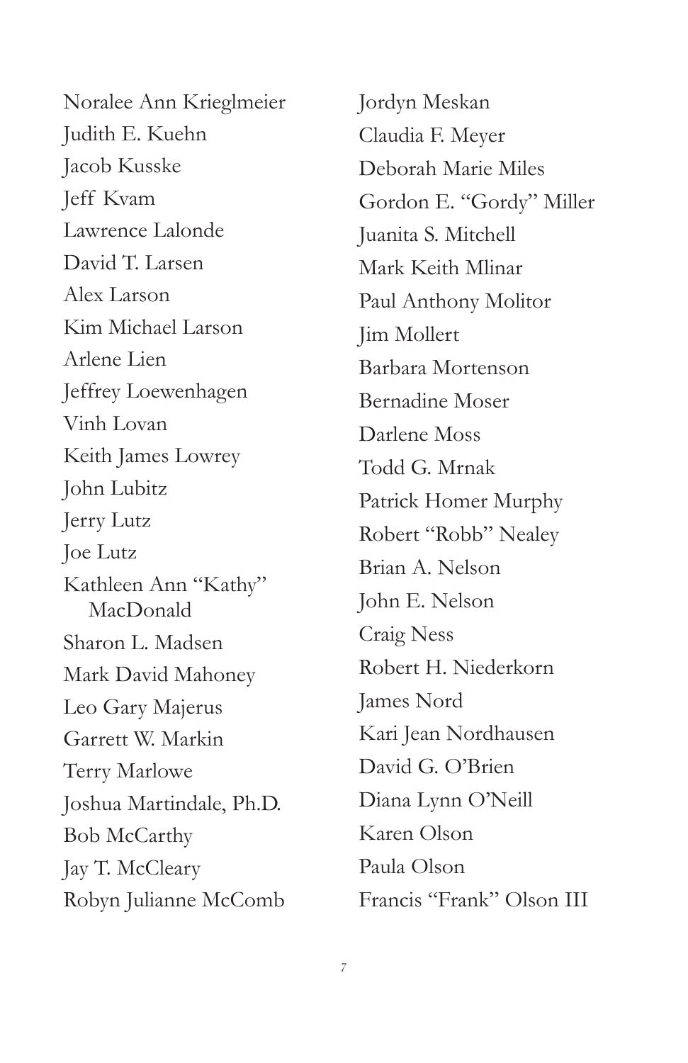Noralee Ann Krieglmeier
Judith E. Kuehn
Jacob Kusske
Jeff Kvam
Lawrence Lalonde
David T. Larsen
Alex Larson
Kim Michael Larson
Arlene Lien
Jeffrey Loewenhagen
Vinh Lovan
Keith James Lowrey
John Lubitz
Jerry Lutz
Joe Lutz
Kathleen Ann "Kathy" MacDonald
Sharon L. Madsen
Mark David Mahoney
Leo Gary Majerus
Garrett W. Markin
Terry Marlowe
Joshua Martindale, Ph.D.
Bob McCarthy
Jay T. McCleary
Robyn Julianne McComb
Jordyn Meskan
Claudia F. Meyer
Deborah Marie Miles
Gordon E. "Gordy" Miller
Juanita S. Mitchell
Mark Keith Mlinar
Paul Anthony Molitor
Jim Mollert
Barbara Mortenson
Bernadine Moser
Darlene Moss
Todd G. Mrnak
Patrick Homer Murphy
Robert "Robb" Nealey
Brian A. Nelson
John E. Nelson
Craig Ness
Robert H. Niederkorn
James Nord
Kari Jean Nordhausen
David G. O'Brien
Diana Lynn O'Neill
Karen Olson
Paula Olson
Francis "Frank" Olson III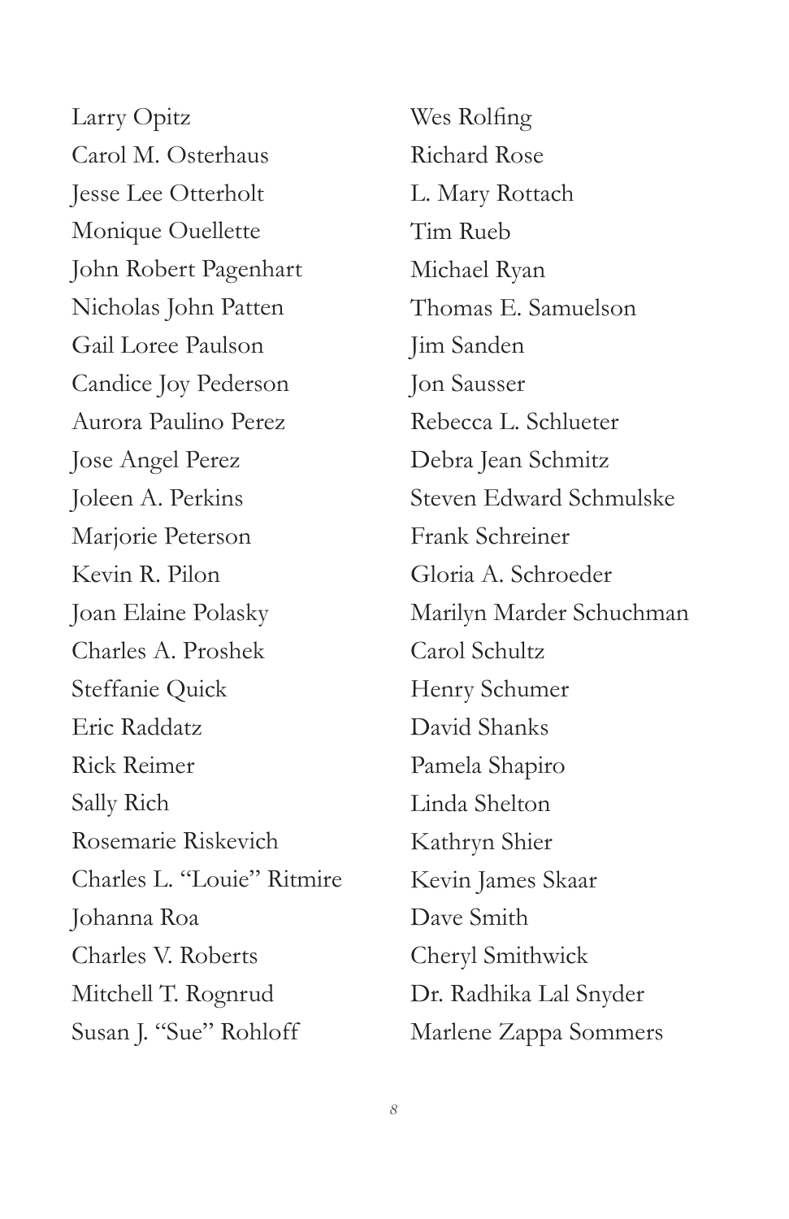Larry Opitz
Carol M. Osterhaus
Jesse Lee Otterholt
Monique Ouellette
John Robert Pagenhart
Nicholas John Patten
Gail Loree Paulson
Candice Joy Pederson
Aurora Paulino Perez
Jose Angel Perez
Joleen A. Perkins
Marjorie Peterson
Kevin R. Pilon
Joan Elaine Polasky
Charles A. Proshek
Steffanie Quick
Eric Raddatz
Rick Reimer
Sally Rich
Rosemarie Riskevich
Charles L. "Louie" Ritmire
Johanna Roa
Charles V. Roberts
Mitchell T. Rognrud
Susan J. "Sue" Rohloff
Wes Rolfing
Richard Rose
L. Mary Rottach
Tim Rueb
Michael Ryan
Thomas E. Samuelson
Jim Sanden
Jon Sausser
Rebecca L. Schlueter
Debra Jean Schmitz
Steven Edward Schmulske
Frank Schreiner
Gloria A. Schroeder
Marilyn Marder Schuchman
Carol Schultz
Henry Schumer
David Shanks
Pamela Shapiro
Linda Shelton
Kathryn Shier
Kevin James Skaar
Dave Smith
Cheryl Smithwick
Dr. Radhika Lal Snyder
Marlene Zappa Sommers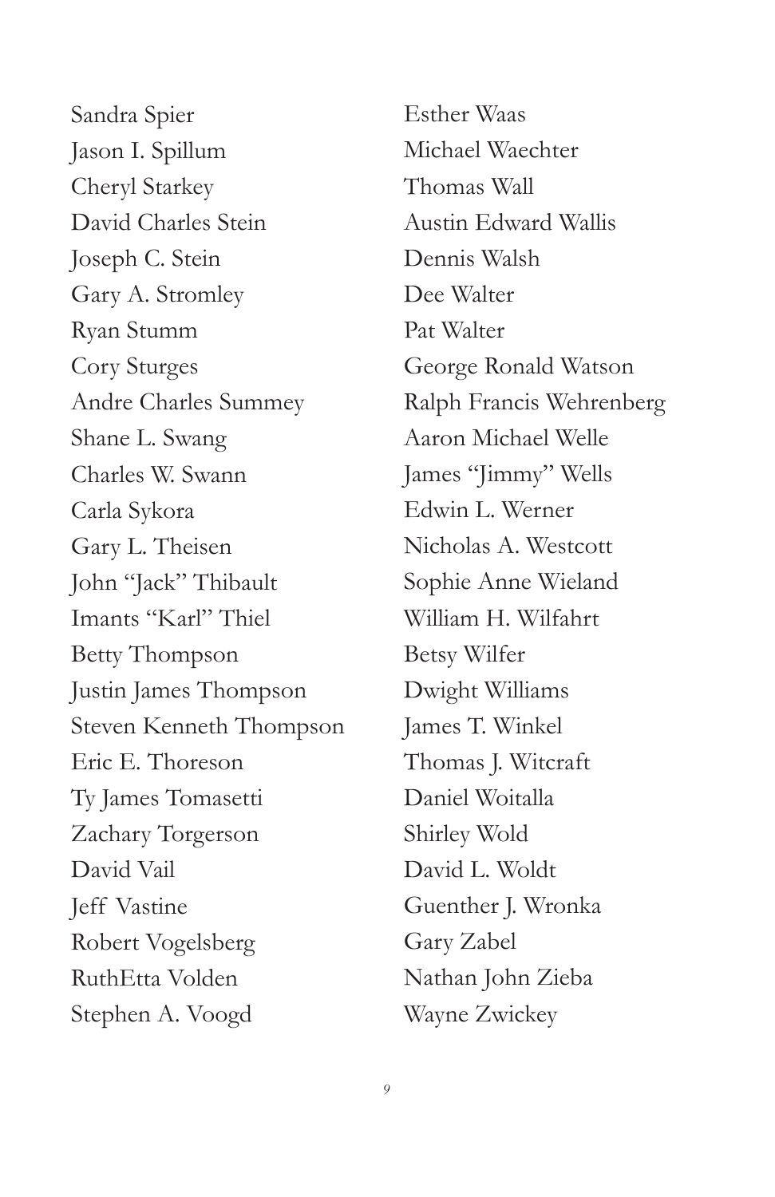Sandra Spier
Jason I. Spillum
Cheryl Starkey
David Charles Stein
Joseph C. Stein
Gary A. Stromley
Ryan Stumm
Cory Sturges
Andre Charles Summey
Shane L. Swang
Charles W. Swann
Carla Sykora
Gary L. Theisen
John "Jack" Thibault
Imants "Karl" Thiel
Betty Thompson
Justin James Thompson
Steven Kenneth Thompson
Eric E. Thoreson
Ty James Tomasetti
Zachary Torgerson
David Vail
Jeff Vastine
Robert Vogelsberg
RuthEtta Volden
Stephen A. Voogd

Esther Waas
Michael Waechter
Thomas Wall
Austin Edward Wallis
Dennis Walsh
Dee Walter
Pat Walter
George Ronald Watson
Ralph Francis Wehrenberg
Aaron Michael Welle
James "Jimmy" Wells
Edwin L. Werner
Nicholas A. Westcott
Sophie Anne Wieland
William H. Wilfahrt
Betsy Wilfer
Dwight Williams
James T. Winkel
Thomas J. Witcraft
Daniel Woitalla
Shirley Wold
David L. Woldt
Guenther J. Wronka
Gary Zabel
Nathan John Zieba
Wayne Zwickey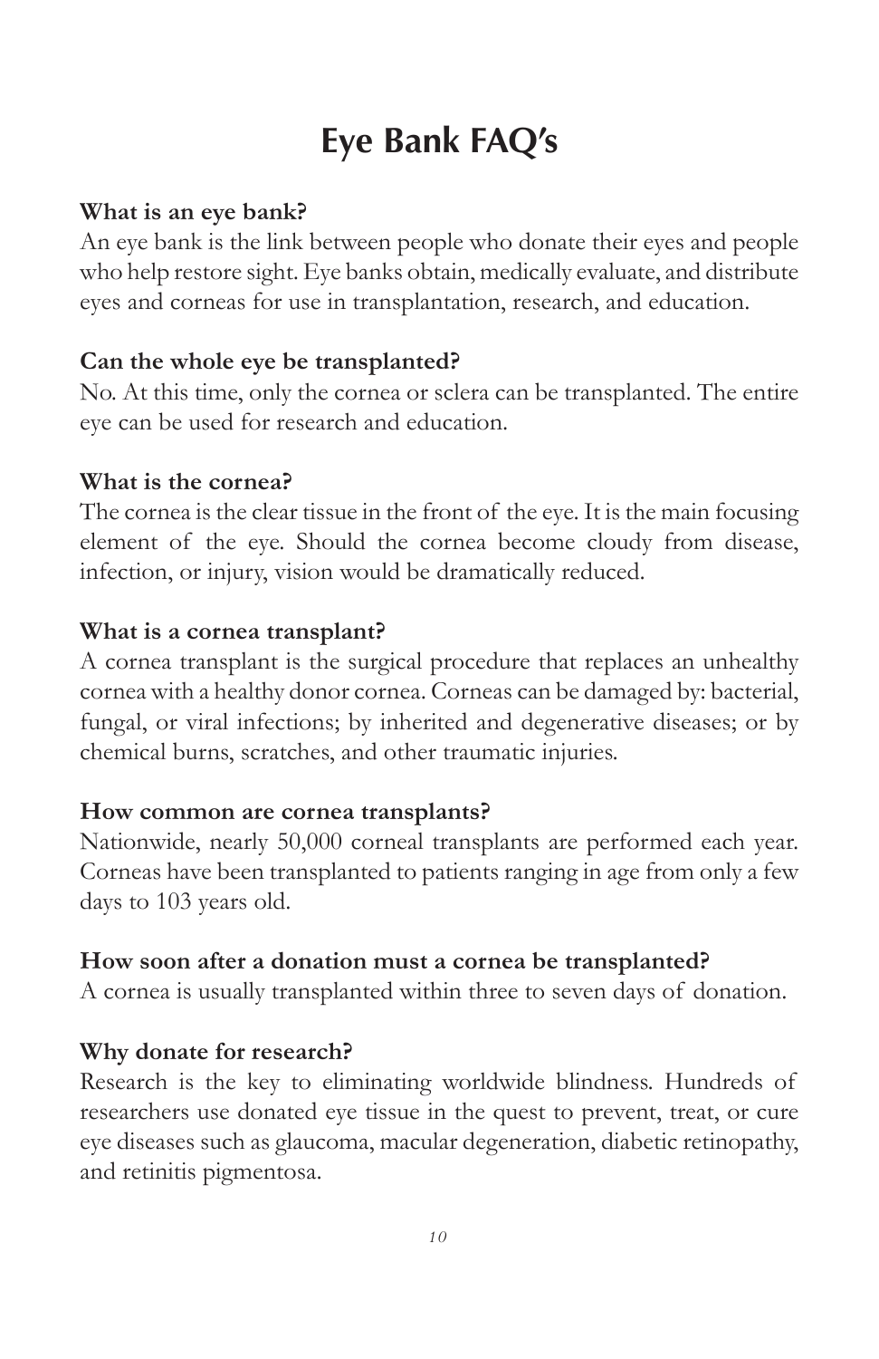# Eye Bank FAQ's

**What is an eye bank?**

An eye bank is the link between people who donate their eyes and people who help restore sight. Eye banks obtain, medically evaluate, and distribute eyes and corneas for use in transplantation, research, and education.

**Can the whole eye be transplanted?**

No. At this time, only the cornea or sclera can be transplanted. The entire eye can be used for research and education.

**What is the cornea?**

The cornea is the clear tissue in the front of the eye. It is the main focusing element of the eye. Should the cornea become cloudy from disease, infection, or injury, vision would be dramatically reduced.

**What is a cornea transplant?**

A cornea transplant is the surgical procedure that replaces an unhealthy cornea with a healthy donor cornea. Corneas can be damaged by: bacterial, fungal, or viral infections; by inherited and degenerative diseases; or by chemical burns, scratches, and other traumatic injuries.

**How common are cornea transplants?**

Nationwide, nearly 50,000 corneal transplants are performed each year. Corneas have been transplanted to patients ranging in age from only a few days to 103 years old.

**How soon after a donation must a cornea be transplanted?**

A cornea is usually transplanted within three to seven days of donation.

**Why donate for research?**

Research is the key to eliminating worldwide blindness. Hundreds of researchers use donated eye tissue in the quest to prevent, treat, or cure eye diseases such as glaucoma, macular degeneration, diabetic retinopathy, and retinitis pigmentosa.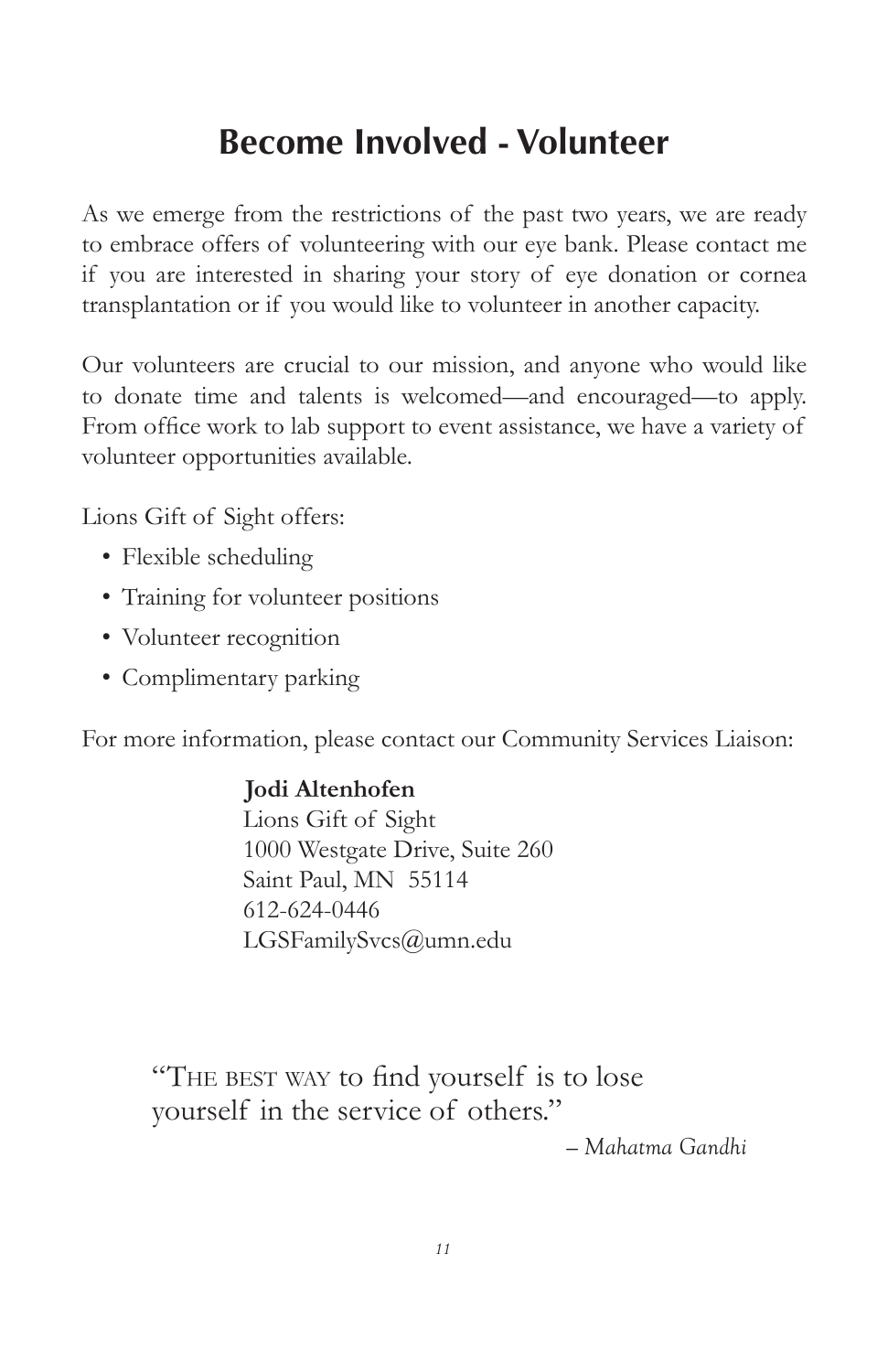# Become Involved - Volunteer

As we emerge from the restrictions of the past two years, we are ready to embrace offers of volunteering with our eye bank. Please contact me if you are interested in sharing your story of eye donation or cornea transplantation or if you would like to volunteer in another capacity.

Our volunteers are crucial to our mission, and anyone who would like to donate time and talents is welcomed—and encouraged—to apply. From office work to lab support to event assistance, we have a variety of volunteer opportunities available.

Lions Gift of Sight offers:

- Flexible scheduling
- Training for volunteer positions
- Volunteer recognition
- Complimentary parking

For more information, please contact our Community Services Liaison:

**Jodi Altenhofen**
Lions Gift of Sight
1000 Westgate Drive, Suite 260
Saint Paul, MN 55114
612-624-0446
LGSFamilySvcs@umn.edu

"The best way to find yourself is to lose yourself in the service of others."

*– Mahatma Gandhi*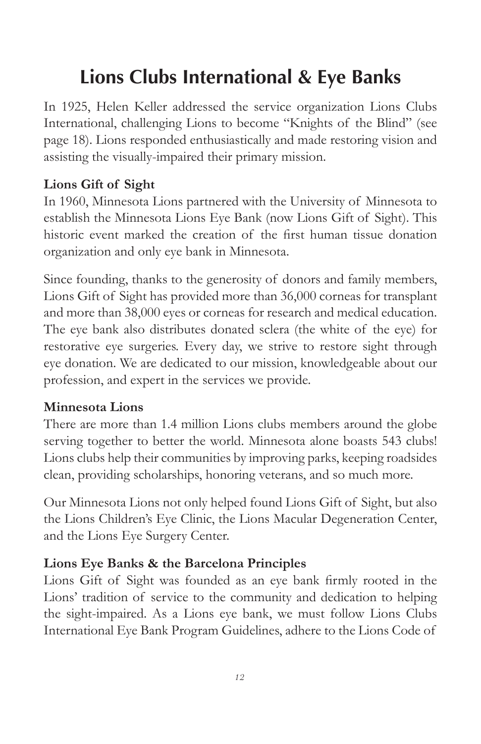# Lions Clubs International & Eye Banks

In 1925, Helen Keller addressed the service organization Lions Clubs International, challenging Lions to become "Knights of the Blind" (see page 18). Lions responded enthusiastically and made restoring vision and assisting the visually-impaired their primary mission.

## Lions Gift of Sight

In 1960, Minnesota Lions partnered with the University of Minnesota to establish the Minnesota Lions Eye Bank (now Lions Gift of Sight). This historic event marked the creation of the first human tissue donation organization and only eye bank in Minnesota.

Since founding, thanks to the generosity of donors and family members, Lions Gift of Sight has provided more than 36,000 corneas for transplant and more than 38,000 eyes or corneas for research and medical education. The eye bank also distributes donated sclera (the white of the eye) for restorative eye surgeries. Every day, we strive to restore sight through eye donation. We are dedicated to our mission, knowledgeable about our profession, and expert in the services we provide.

## Minnesota Lions

There are more than 1.4 million Lions clubs members around the globe serving together to better the world. Minnesota alone boasts 543 clubs! Lions clubs help their communities by improving parks, keeping roadsides clean, providing scholarships, honoring veterans, and so much more.

Our Minnesota Lions not only helped found Lions Gift of Sight, but also the Lions Children's Eye Clinic, the Lions Macular Degeneration Center, and the Lions Eye Surgery Center.

## Lions Eye Banks & the Barcelona Principles

Lions Gift of Sight was founded as an eye bank firmly rooted in the Lions' tradition of service to the community and dedication to helping the sight-impaired. As a Lions eye bank, we must follow Lions Clubs International Eye Bank Program Guidelines, adhere to the Lions Code of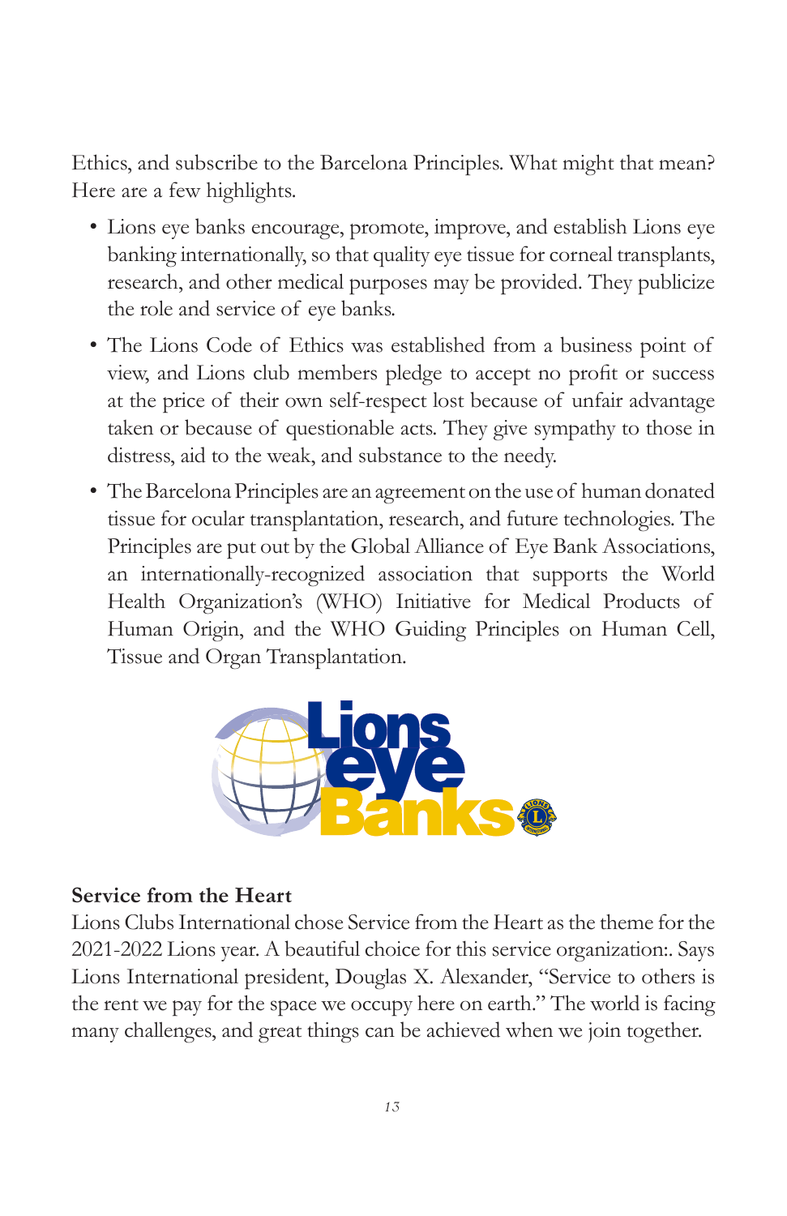Ethics, and subscribe to the Barcelona Principles. What might that mean? Here are a few highlights.

- Lions eye banks encourage, promote, improve, and establish Lions eye banking internationally, so that quality eye tissue for corneal transplants, research, and other medical purposes may be provided. They publicize the role and service of eye banks.
- The Lions Code of Ethics was established from a business point of view, and Lions club members pledge to accept no profit or success at the price of their own self-respect lost because of unfair advantage taken or because of questionable acts. They give sympathy to those in distress, aid to the weak, and substance to the needy.
- The Barcelona Principles are an agreement on the use of human donated tissue for ocular transplantation, research, and future technologies. The Principles are put out by the Global Alliance of Eye Bank Associations, an internationally-recognized association that supports the World Health Organization's (WHO) Initiative for Medical Products of Human Origin, and the WHO Guiding Principles on Human Cell, Tissue and Organ Transplantation.

**Service from the Heart**

Lions Clubs International chose Service from the Heart as the theme for the 2021-2022 Lions year. A beautiful choice for this service organization:. Says Lions International president, Douglas X. Alexander, "Service to others is the rent we pay for the space we occupy here on earth." The world is facing many challenges, and great things can be achieved when we join together.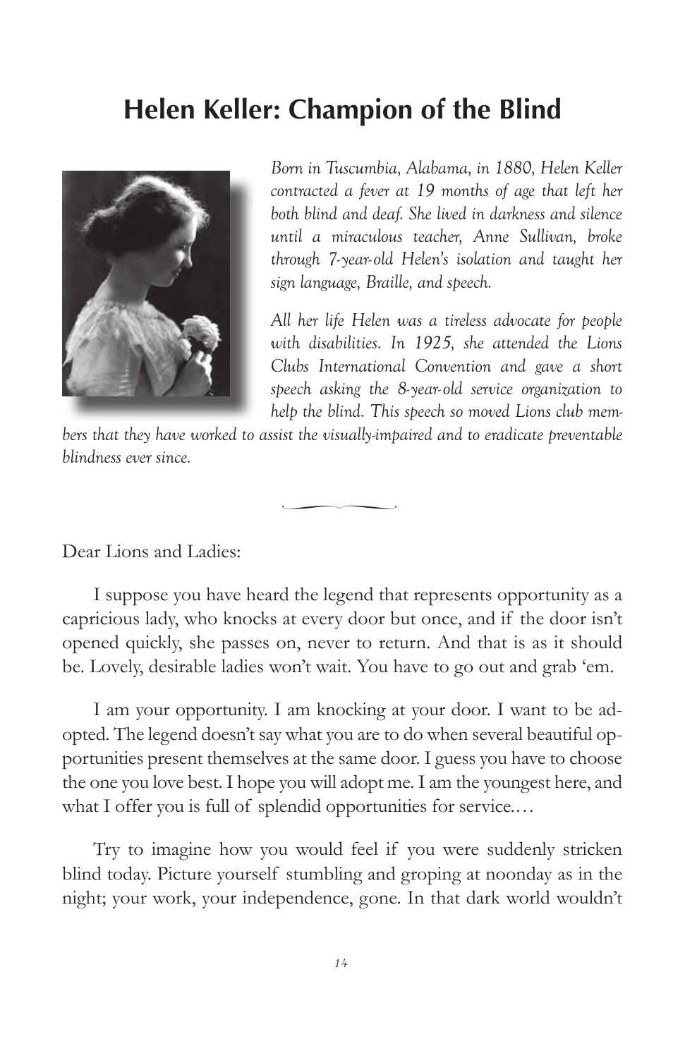# Helen Keller: Champion of the Blind

*Born in Tuscumbia, Alabama, in 1880, Helen Keller contracted a fever at 19 months of age that left her both blind and deaf. She lived in darkness and silence until a miraculous teacher, Anne Sullivan, broke through 7-year-old Helen's isolation and taught her sign language, Braille, and speech.*

*All her life Helen was a tireless advocate for people with disabilities. In 1925, she attended the Lions Clubs International Convention and gave a short speech asking the 8-year-old service organization to help the blind. This speech so moved Lions club members that they have worked to assist the visually-impaired and to eradicate preventable blindness ever since.*

Dear Lions and Ladies:

I suppose you have heard the legend that represents opportunity as a capricious lady, who knocks at every door but once, and if the door isn't opened quickly, she passes on, never to return. And that is as it should be. Lovely, desirable ladies won't wait. You have to go out and grab 'em.

I am your opportunity. I am knocking at your door. I want to be adopted. The legend doesn't say what you are to do when several beautiful opportunities present themselves at the same door. I guess you have to choose the one you love best. I hope you will adopt me. I am the youngest here, and what I offer you is full of splendid opportunities for service.…

Try to imagine how you would feel if you were suddenly stricken blind today. Picture yourself stumbling and groping at noonday as in the night; your work, your independence, gone. In that dark world wouldn't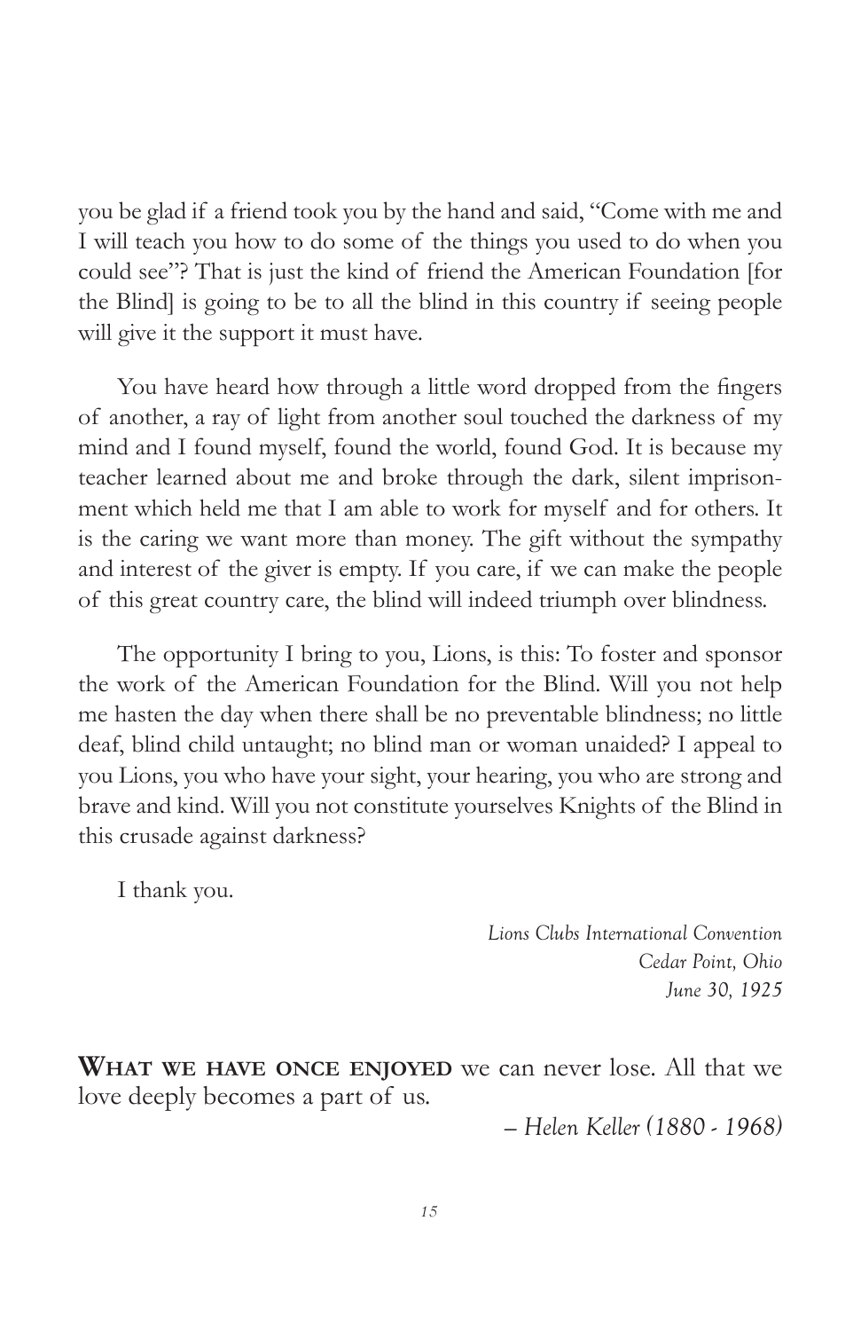you be glad if a friend took you by the hand and said, "Come with me and I will teach you how to do some of the things you used to do when you could see"? That is just the kind of friend the American Foundation [for the Blind] is going to be to all the blind in this country if seeing people will give it the support it must have.

You have heard how through a little word dropped from the fingers of another, a ray of light from another soul touched the darkness of my mind and I found myself, found the world, found God. It is because my teacher learned about me and broke through the dark, silent imprisonment which held me that I am able to work for myself and for others. It is the caring we want more than money. The gift without the sympathy and interest of the giver is empty. If you care, if we can make the people of this great country care, the blind will indeed triumph over blindness.

The opportunity I bring to you, Lions, is this: To foster and sponsor the work of the American Foundation for the Blind. Will you not help me hasten the day when there shall be no preventable blindness; no little deaf, blind child untaught; no blind man or woman unaided? I appeal to you Lions, you who have your sight, your hearing, you who are strong and brave and kind. Will you not constitute yourselves Knights of the Blind in this crusade against darkness?

I thank you.

*Lions Clubs International Convention*
*Cedar Point, Ohio*
*June 30, 1925*

**What we have once enjoyed** we can never lose. All that we love deeply becomes a part of us.

*– Helen Keller (1880 - 1968)*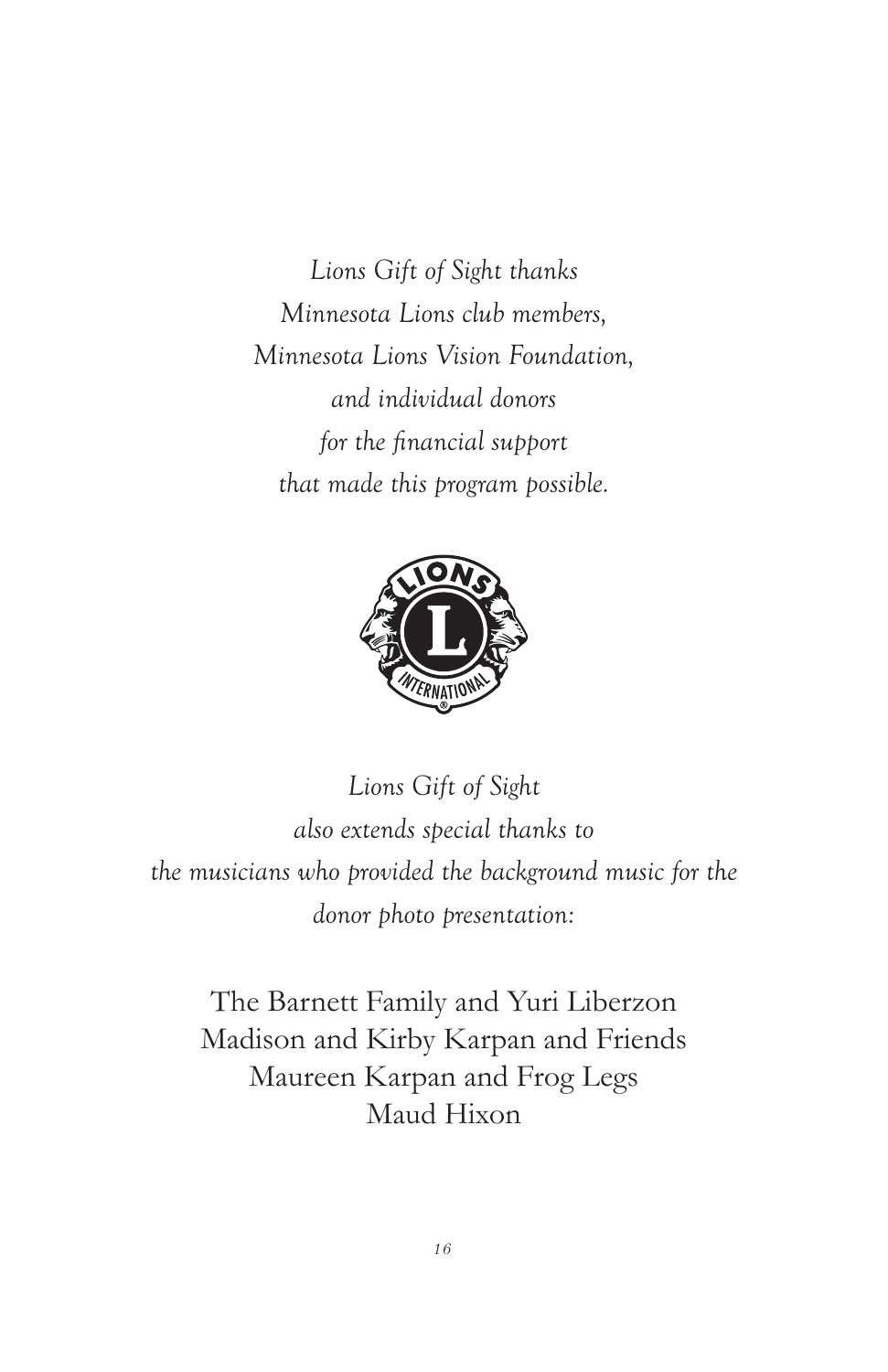*Lions Gift of Sight thanks*
*Minnesota Lions club members,*
*Minnesota Lions Vision Foundation,*
*and individual donors*
*for the financial support*
*that made this program possible.*

*Lions Gift of Sight*
*also extends special thanks to*
*the musicians who provided the background music for the donor photo presentation:*

The Barnett Family and Yuri Liberzon
Madison and Kirby Karpan and Friends
Maureen Karpan and Frog Legs
Maud Hixon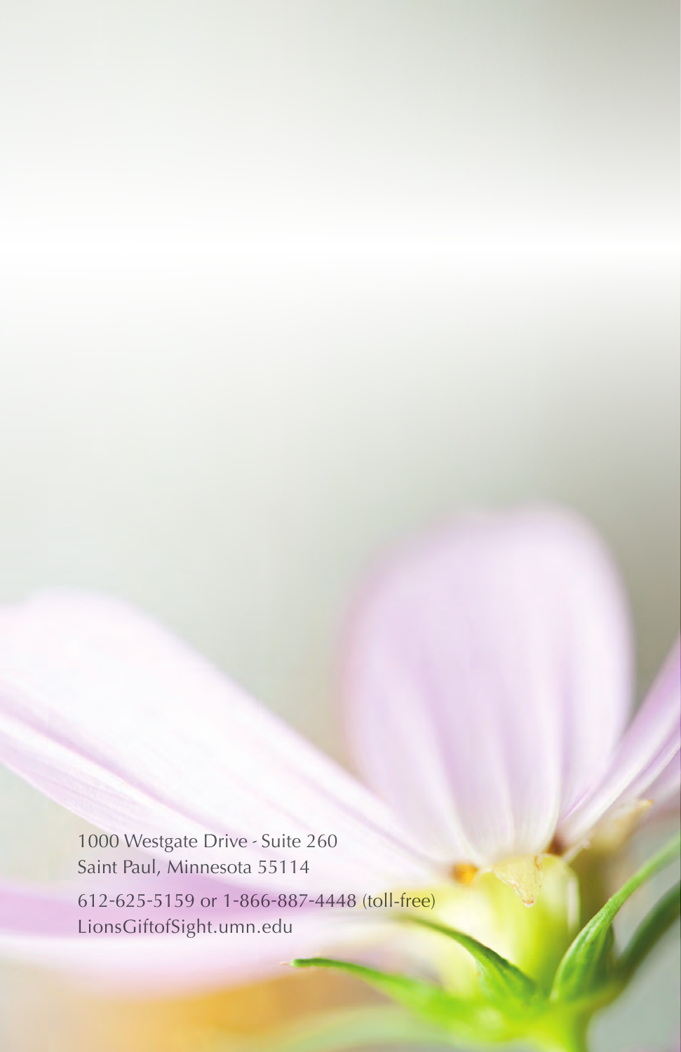1000 Westgate Drive - Suite 260
Saint Paul, Minnesota 55114

612-625-5159 or 1-866-887-4448 (toll-free)
LionsGiftofSight.umn.edu